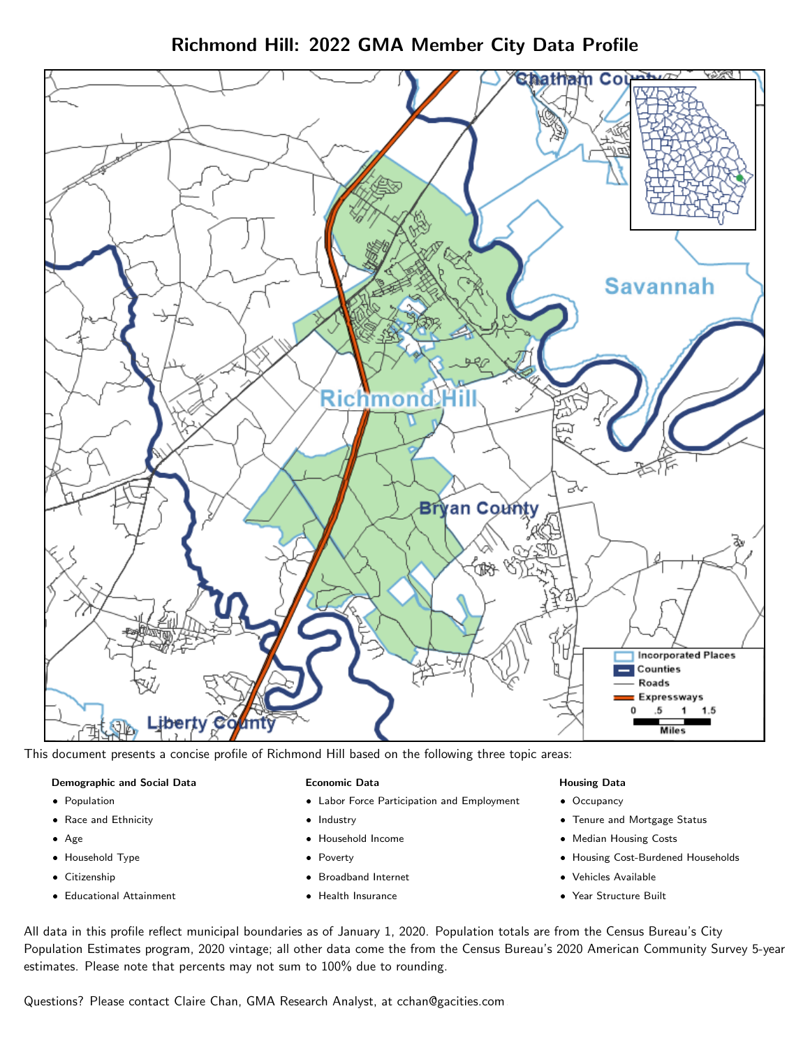# Richmond Hill: 2022 GMA Member City Data Profile

This document presents a concise profile of Richmond Hill based on the following three topic areas:

**Demographic and Social Data**

- Population
- Race and Ethnicity
- Age
- Household Type
- Citizenship
- Educational Attainment

**Economic Data**

- Labor Force Participation and Employment
- Industry
- Household Income
- Poverty
- Broadband Internet
- Health Insurance

**Housing Data**

- Occupancy
- Tenure and Mortgage Status
- Median Housing Costs
- Housing Cost-Burdened Households
- Vehicles Available
- Year Structure Built

All data in this profile reflect municipal boundaries as of January 1, 2020. Population totals are from the Census Bureau's City Population Estimates program, 2020 vintage; all other data come the from the Census Bureau's 2020 American Community Survey 5-year estimates. Please note that percents may not sum to 100% due to rounding.

Questions? Please contact Claire Chan, GMA Research Analyst, at cchan@gacities.com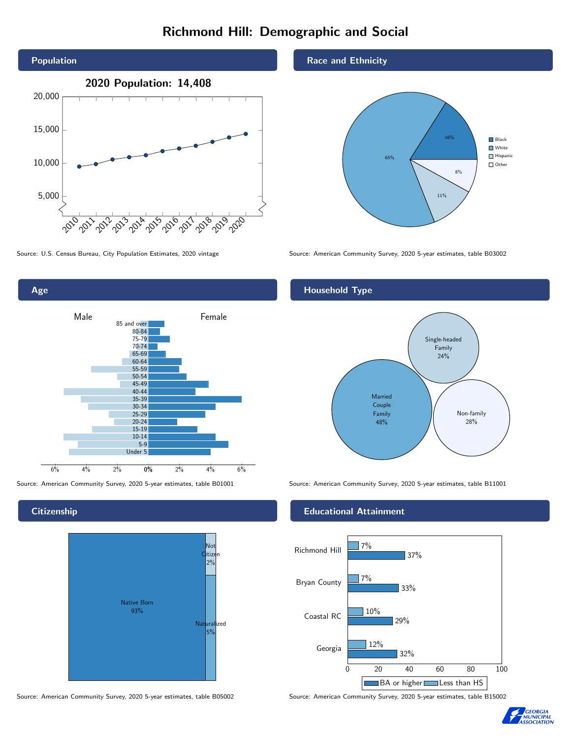# Richmond Hill: Demographic and Social

## Population

2020 Population: 14,408

Source: U.S. Census Bureau, City Population Estimates, 2020 vintage

## Race and Ethnicity

| Race/Ethnicity | Percent |
| --- | --- |
| Black | 16% |
| White | 65% |
| Hispanic | 11% |
| Other | 8% |

Source: American Community Survey, 2020 5-year estimates, table B03002

## Age

Source: American Community Survey, 2020 5-year estimates, table B01001

## Household Type

| Household Type | Percent |
| --- | --- |
| Married Couple Family | 48% |
| Single-headed Family | 24% |
| Non-family | 28% |

Source: American Community Survey, 2020 5-year estimates, table B11001

## Citizenship

| Citizenship | Percent |
| --- | --- |
| Native Born | 93% |
| Not Citizen | 2% |
| Naturalized | 5% |

Source: American Community Survey, 2020 5-year estimates, table B05002

## Educational Attainment

| Area | Less than HS | BA or higher |
| --- | --- | --- |
| Richmond Hill | 7% | 37% |
| Bryan County | 7% | 33% |
| Coastal RC | 10% | 29% |
| Georgia | 12% | 32% |

Source: American Community Survey, 2020 5-year estimates, table B15002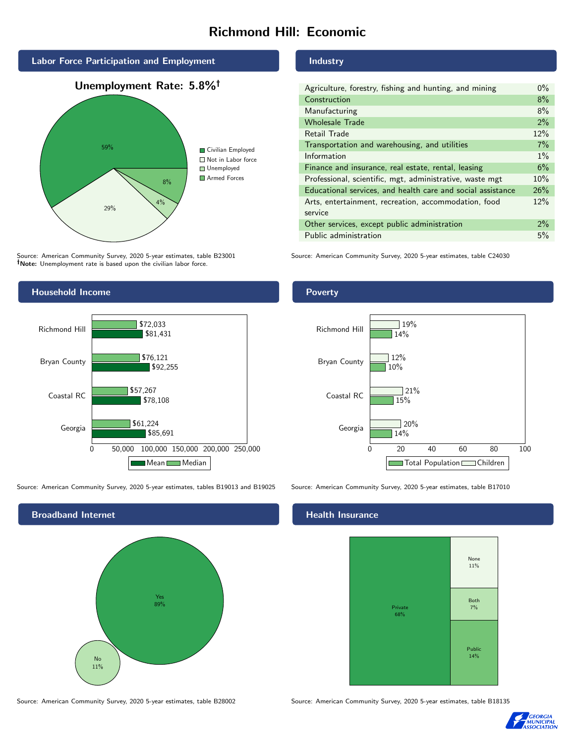# Richmond Hill: Economic

## Labor Force Participation and Employment

**Unemployment Rate: 5.8%†**

| Category | Percent |
|---|---|
| Civilian Employed | 59% |
| Not in Labor force | 29% |
| Unemployed | 4% |
| Armed Forces | 8% |

Source: American Community Survey, 2020 5-year estimates, table B23001
**†Note:** Unemployment rate is based upon the civilian labor force.

## Industry

| Industry | Percent |
|---|---|
| Agriculture, forestry, fishing and hunting, and mining | 0% |
| Construction | 8% |
| Manufacturing | 8% |
| Wholesale Trade | 2% |
| Retail Trade | 12% |
| Transportation and warehousing, and utilities | 7% |
| Information | 1% |
| Finance and insurance, real estate, rental, leasing | 6% |
| Professional, scientific, mgt, administrative, waste mgt | 10% |
| Educational services, and health care and social assistance | 26% |
| Arts, entertainment, recreation, accommodation, food service | 12% |
| Other services, except public administration | 2% |
| Public administration | 5% |

Source: American Community Survey, 2020 5-year estimates, table C24030

## Household Income

| Area | Median | Mean |
|---|---|---|
| Richmond Hill | $72,033 | $81,431 |
| Bryan County | $76,121 | $92,255 |
| Coastal RC | $57,267 | $78,108 |
| Georgia | $61,224 | $85,691 |

Source: American Community Survey, 2020 5-year estimates, tables B19013 and B19025

## Poverty

| Area | Children | Total Population |
|---|---|---|
| Richmond Hill | 19% | 14% |
| Bryan County | 12% | 10% |
| Coastal RC | 21% | 15% |
| Georgia | 20% | 14% |

Source: American Community Survey, 2020 5-year estimates, table B17010

## Broadband Internet

| Response | Percent |
|---|---|
| Yes | 89% |
| No | 11% |

Source: American Community Survey, 2020 5-year estimates, table B28002

## Health Insurance

| Type | Percent |
|---|---|
| Private | 68% |
| None | 11% |
| Both | 7% |
| Public | 14% |

Source: American Community Survey, 2020 5-year estimates, table B18135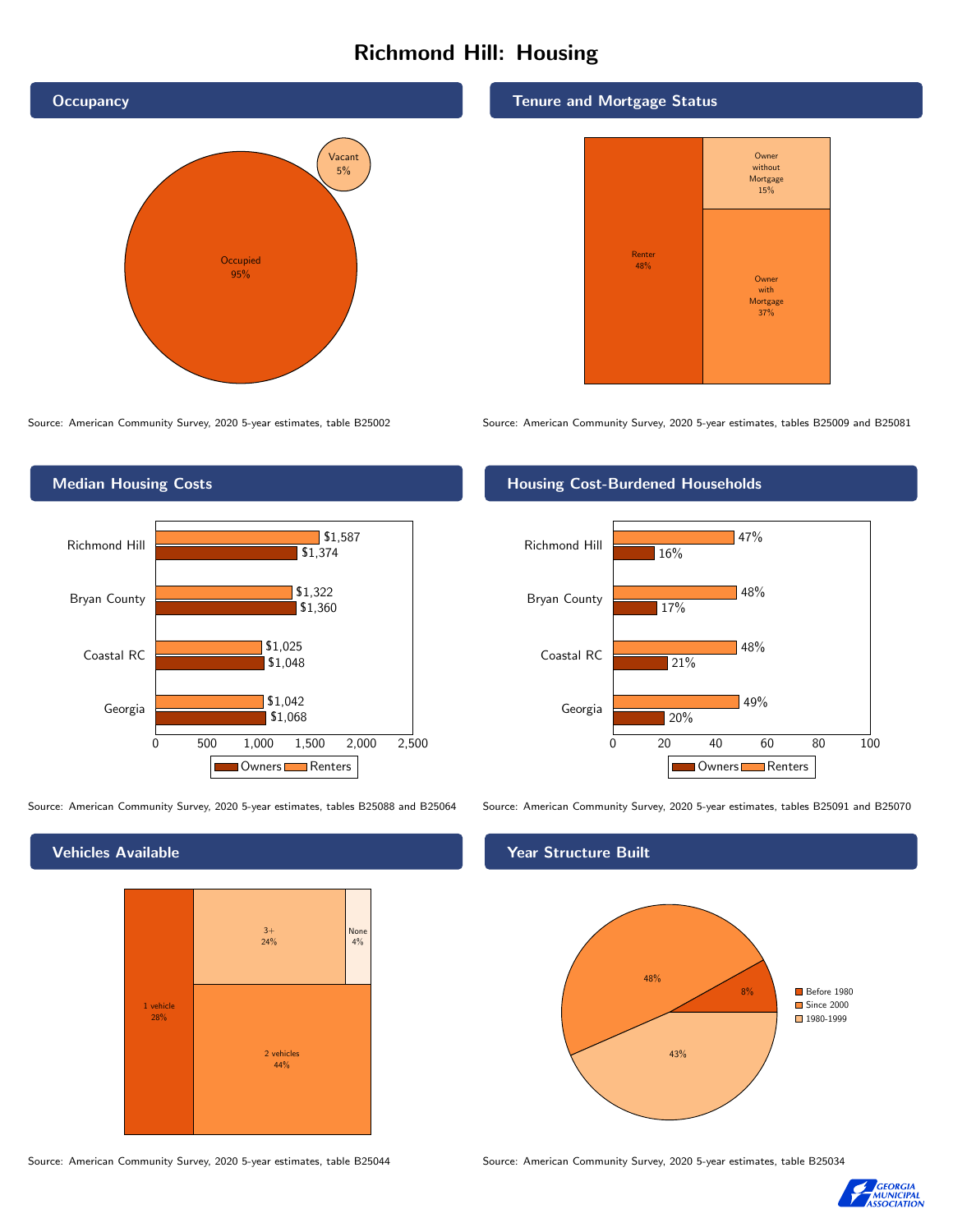# Richmond Hill: Housing

## Occupancy

Vacant
5%

Occupied
95%

Source: American Community Survey, 2020 5-year estimates, table B25002

## Tenure and Mortgage Status

Renter
48%

Owner without Mortgage
15%

Owner with Mortgage
37%

Source: American Community Survey, 2020 5-year estimates, tables B25009 and B25081

## Median Housing Costs

Richmond Hill
$1,587
$1,374

Bryan County
$1,322
$1,360

Coastal RC
$1,025
$1,048

Georgia
$1,042
$1,068

0
500
1,000
1,500
2,000
2,500

Owners
Renters

Source: American Community Survey, 2020 5-year estimates, tables B25088 and B25064

## Housing Cost-Burdened Households

Richmond Hill
47%
16%

Bryan County
48%
17%

Coastal RC
48%
21%

Georgia
49%
20%

0
20
40
60
80
100

Owners
Renters

Source: American Community Survey, 2020 5-year estimates, tables B25091 and B25070

## Vehicles Available

1 vehicle
28%

3+
24%

None
4%

2 vehicles
44%

Source: American Community Survey, 2020 5-year estimates, table B25044

## Year Structure Built

48%

8%

43%

Before 1980
Since 2000
1980-1999

Source: American Community Survey, 2020 5-year estimates, table B25034